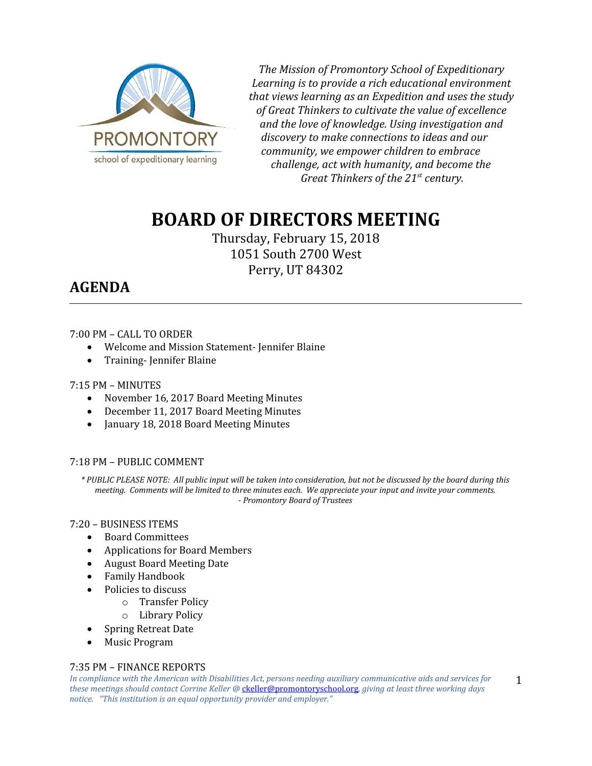PROMONTORY
school of expeditionary learning

*The Mission of Promontory School of Expeditionary Learning is to provide a rich educational environment that views learning as an Expedition and uses the study of Great Thinkers to cultivate the value of excellence and the love of knowledge. Using investigation and discovery to make connections to ideas and our community, we empower children to embrace challenge, act with humanity, and become the Great Thinkers of the 21st century.*

# BOARD OF DIRECTORS MEETING

Thursday, February 15, 2018
1051 South 2700 West
Perry, UT 84302

## AGENDA

---

7:00 PM – CALL TO ORDER

- Welcome and Mission Statement- Jennifer Blaine
- Training- Jennifer Blaine

7:15 PM – MINUTES

- November 16, 2017 Board Meeting Minutes
- December 11, 2017 Board Meeting Minutes
- January 18, 2018 Board Meeting Minutes

7:18 PM – PUBLIC COMMENT

*\* PUBLIC PLEASE NOTE: All public input will be taken into consideration, but not be discussed by the board during this meeting. Comments will be limited to three minutes each. We appreciate your input and invite your comments.*
*- Promontory Board of Trustees*

7:20 – BUSINESS ITEMS

- Board Committees
- Applications for Board Members
- August Board Meeting Date
- Family Handbook
- Policies to discuss
  - Transfer Policy
  - Library Policy
- Spring Retreat Date
- Music Program

7:35 PM – FINANCE REPORTS

*In compliance with the American with Disabilities Act, persons needing auxiliary communicative aids and services for these meetings should contact Corrine Keller @ ckeller@promontoryschool.org, giving at least three working days notice. "This institution is an equal opportunity provider and employer."*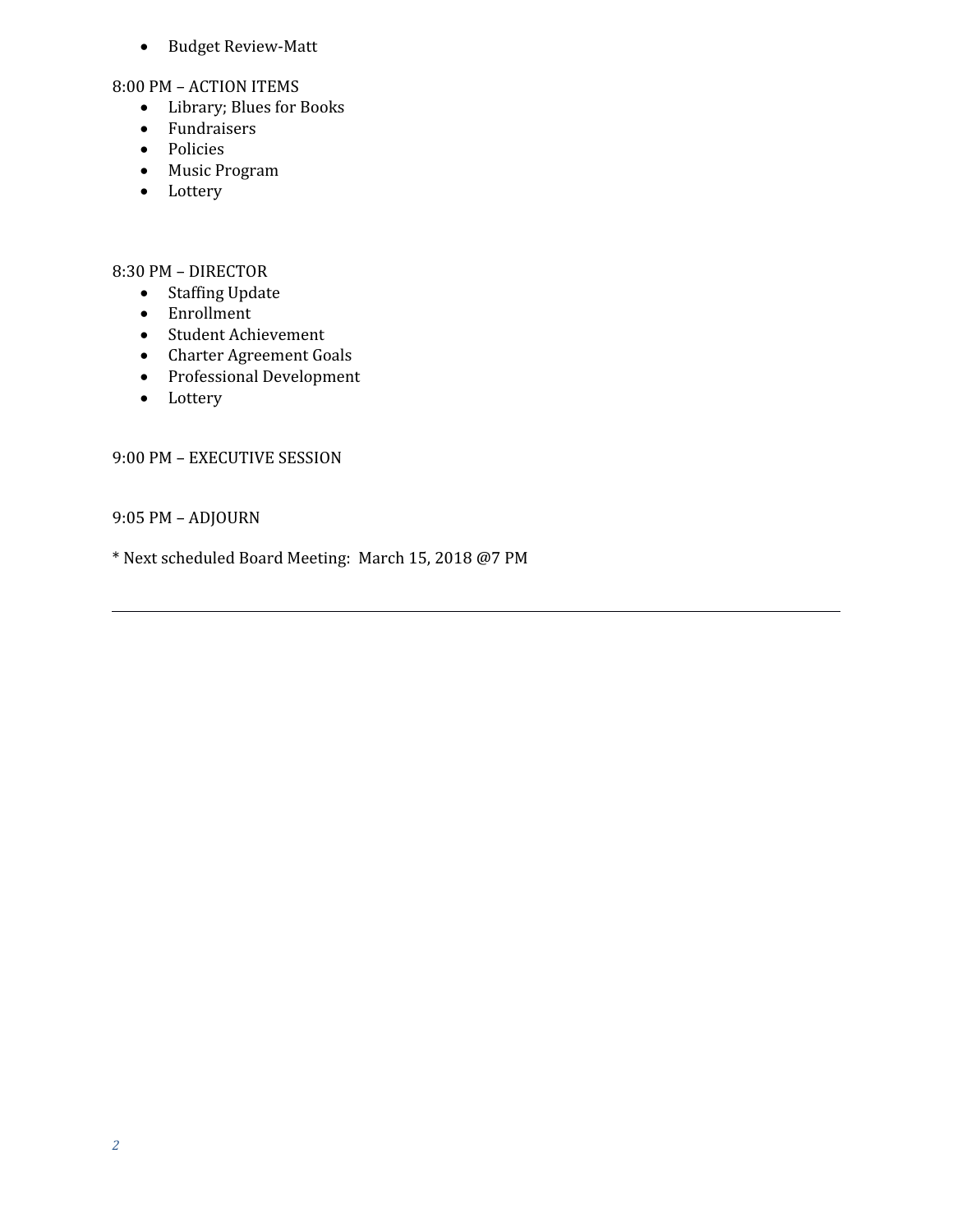- Budget Review-Matt

8:00 PM – ACTION ITEMS

- Library; Blues for Books
- Fundraisers
- Policies
- Music Program
- Lottery

8:30 PM – DIRECTOR

- Staffing Update
- Enrollment
- Student Achievement
- Charter Agreement Goals
- Professional Development
- Lottery

9:00 PM – EXECUTIVE SESSION

9:05 PM – ADJOURN

* Next scheduled Board Meeting: March 15, 2018 @7 PM

---